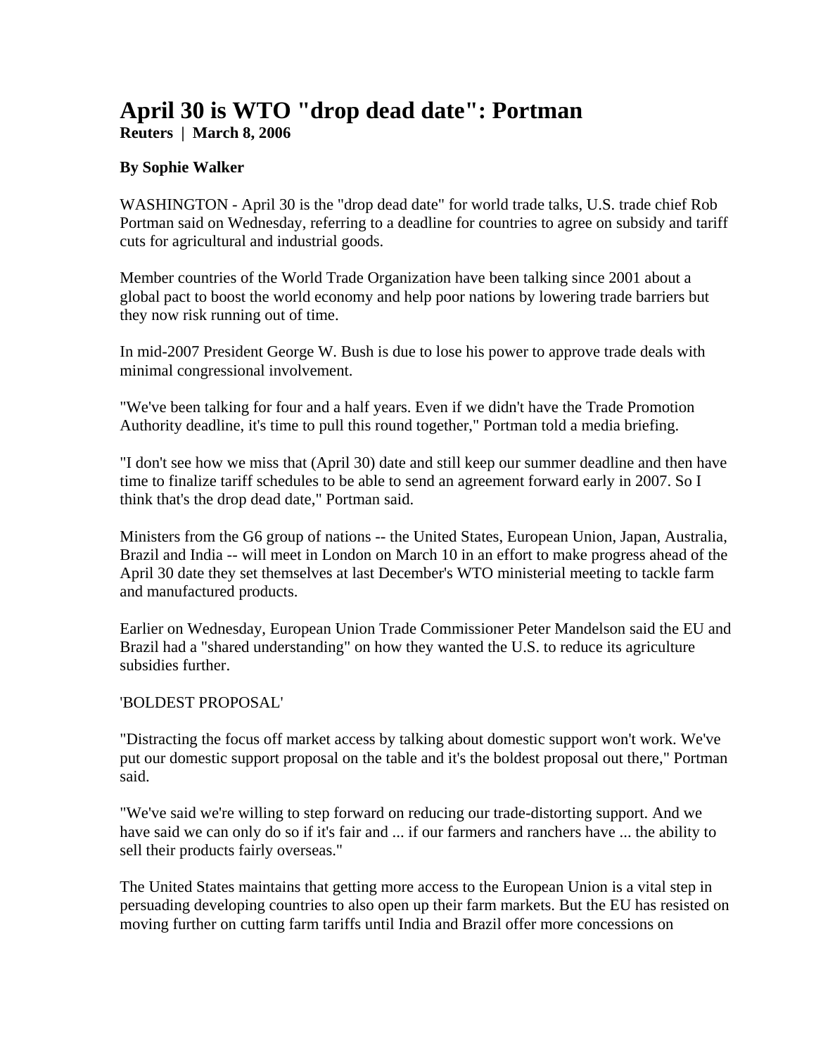# April 30 is WTO "drop dead date": Portman

**Reuters | March 8, 2006**

**By Sophie Walker**

WASHINGTON - April 30 is the "drop dead date" for world trade talks, U.S. trade chief Rob Portman said on Wednesday, referring to a deadline for countries to agree on subsidy and tariff cuts for agricultural and industrial goods.

Member countries of the World Trade Organization have been talking since 2001 about a global pact to boost the world economy and help poor nations by lowering trade barriers but they now risk running out of time.

In mid-2007 President George W. Bush is due to lose his power to approve trade deals with minimal congressional involvement.

"We've been talking for four and a half years. Even if we didn't have the Trade Promotion Authority deadline, it's time to pull this round together," Portman told a media briefing.

"I don't see how we miss that (April 30) date and still keep our summer deadline and then have time to finalize tariff schedules to be able to send an agreement forward early in 2007. So I think that's the drop dead date," Portman said.

Ministers from the G6 group of nations -- the United States, European Union, Japan, Australia, Brazil and India -- will meet in London on March 10 in an effort to make progress ahead of the April 30 date they set themselves at last December's WTO ministerial meeting to tackle farm and manufactured products.

Earlier on Wednesday, European Union Trade Commissioner Peter Mandelson said the EU and Brazil had a "shared understanding" on how they wanted the U.S. to reduce its agriculture subsidies further.

'BOLDEST PROPOSAL'

"Distracting the focus off market access by talking about domestic support won't work. We've put our domestic support proposal on the table and it's the boldest proposal out there," Portman said.

"We've said we're willing to step forward on reducing our trade-distorting support. And we have said we can only do so if it's fair and ... if our farmers and ranchers have ... the ability to sell their products fairly overseas."

The United States maintains that getting more access to the European Union is a vital step in persuading developing countries to also open up their farm markets. But the EU has resisted on moving further on cutting farm tariffs until India and Brazil offer more concessions on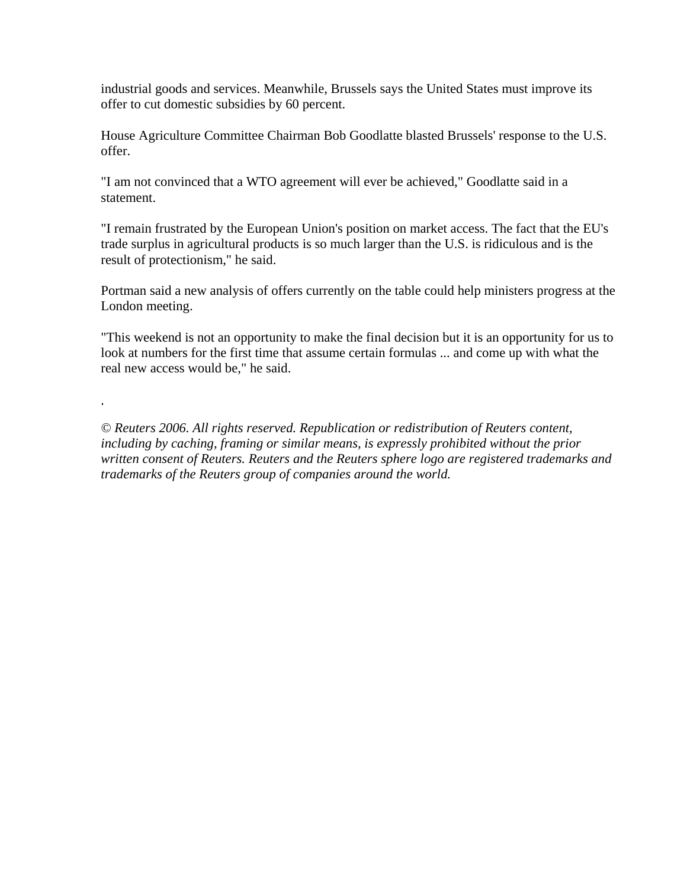industrial goods and services. Meanwhile, Brussels says the United States must improve its offer to cut domestic subsidies by 60 percent.

House Agriculture Committee Chairman Bob Goodlatte blasted Brussels' response to the U.S. offer.

"I am not convinced that a WTO agreement will ever be achieved," Goodlatte said in a statement.

"I remain frustrated by the European Union's position on market access. The fact that the EU's trade surplus in agricultural products is so much larger than the U.S. is ridiculous and is the result of protectionism," he said.

Portman said a new analysis of offers currently on the table could help ministers progress at the London meeting.

"This weekend is not an opportunity to make the final decision but it is an opportunity for us to look at numbers for the first time that assume certain formulas ... and come up with what the real new access would be," he said.

.

*© Reuters 2006. All rights reserved. Republication or redistribution of Reuters content, including by caching, framing or similar means, is expressly prohibited without the prior written consent of Reuters. Reuters and the Reuters sphere logo are registered trademarks and trademarks of the Reuters group of companies around the world.*